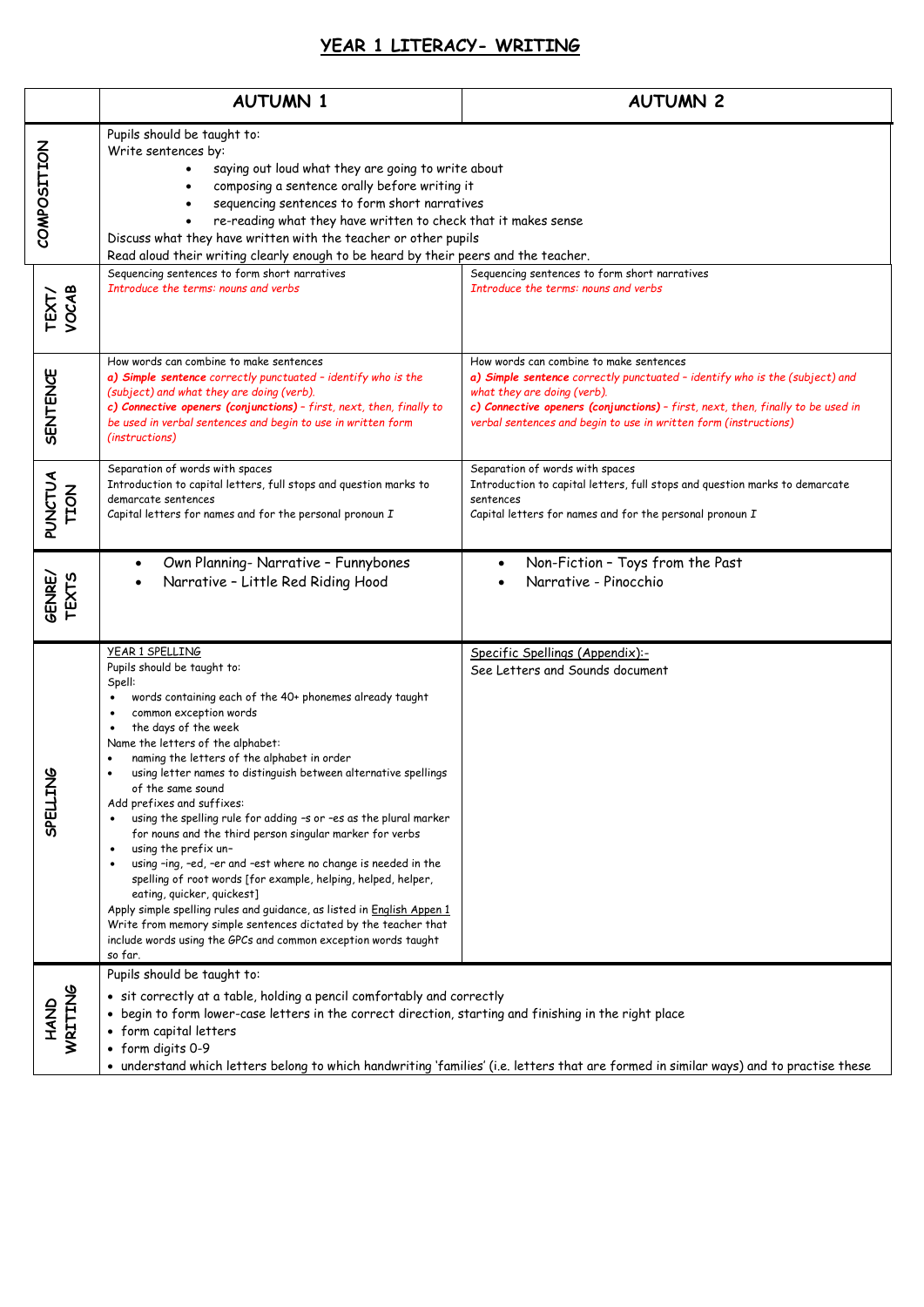# YEAR 1 LITERACY- WRITING

| | AUTUMN 1 | AUTUMN 2 |
|---|---|---|
| COMPOSITION | Pupils should be taught to:<br>Write sentences by:<br>• saying out loud what they are going to write about<br>• composing a sentence orally before writing it<br>• sequencing sentences to form short narratives<br>• re-reading what they have written to check that it makes sense<br>Discuss what they have written with the teacher or other pupils<br>Read aloud their writing clearly enough to be heard by their peers and the teacher. | |
| TEXT/ VOCAB | Sequencing sentences to form short narratives<br>*Introduce the terms: nouns and verbs* | Sequencing sentences to form short narratives<br>*Introduce the terms: nouns and verbs* |
| SENTENCE | How words can combine to make sentences<br>***a) Simple sentence** correctly punctuated – identify who is the (subject) and what they are doing (verb).*<br>***c) Connective openers (conjunctions)** – first, next, then, finally to be used in verbal sentences and begin to use in written form (instructions)* | How words can combine to make sentences<br>***a) Simple sentence** correctly punctuated – identify who is the (subject) and what they are doing (verb).*<br>***c) Connective openers (conjunctions)** – first, next, then, finally to be used in verbal sentences and begin to use in written form (instructions)* |
| PUNCTUATION | Separation of words with spaces<br>Introduction to capital letters, full stops and question marks to demarcate sentences<br>Capital letters for names and for the personal pronoun *I* | Separation of words with spaces<br>Introduction to capital letters, full stops and question marks to demarcate sentences<br>Capital letters for names and for the personal pronoun *I* |
| GENRE/ TEXTS | • Own Planning- Narrative – Funnybones<br>• Narrative – Little Red Riding Hood | • Non-Fiction – Toys from the Past<br>• Narrative - Pinocchio |
| SPELLING | YEAR 1 SPELLING<br>Pupils should be taught to:<br>Spell:<br>• words containing each of the 40+ phonemes already taught<br>• common exception words<br>• the days of the week<br>Name the letters of the alphabet:<br>• naming the letters of the alphabet in order<br>• using letter names to distinguish between alternative spellings of the same sound<br>Add prefixes and suffixes:<br>• using the spelling rule for adding –s or –es as the plural marker for nouns and the third person singular marker for verbs<br>• using the prefix un–<br>• using –ing, –ed, –er and –est where no change is needed in the spelling of root words [for example, helping, helped, helper, eating, quicker, quickest]<br>Apply simple spelling rules and guidance, as listed in English Appen 1<br>Write from memory simple sentences dictated by the teacher that include words using the GPCs and common exception words taught so far. | Specific Spellings (Appendix):-<br>See Letters and Sounds document |
| HAND WRITING | Pupils should be taught to:<br>• sit correctly at a table, holding a pencil comfortably and correctly<br>• begin to form lower-case letters in the correct direction, starting and finishing in the right place<br>• form capital letters<br>• form digits 0-9<br>• understand which letters belong to which handwriting 'families' (i.e. letters that are formed in similar ways) and to practise these | |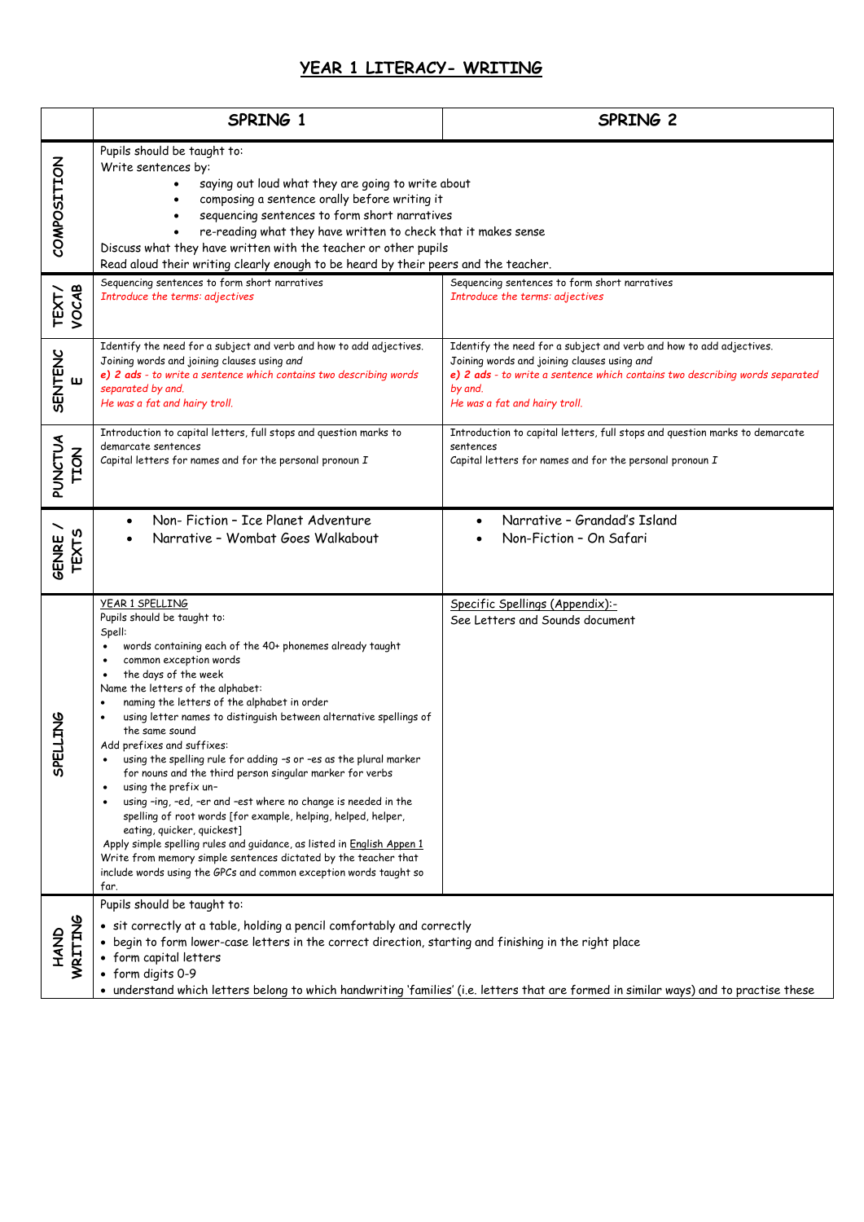# YEAR 1 LITERACY- WRITING

| | SPRING 1 | SPRING 2 |
|---|---|---|
| **COMPOSITION** | Pupils should be taught to:<br>Write sentences by:<br>• saying out loud what they are going to write about<br>• composing a sentence orally before writing it<br>• sequencing sentences to form short narratives<br>• re-reading what they have written to check that it makes sense<br>Discuss what they have written with the teacher or other pupils<br>Read aloud their writing clearly enough to be heard by their peers and the teacher. | |
| **TEXT / VOCAB** | Sequencing sentences to form short narratives<br>*Introduce the terms: adjectives* | Sequencing sentences to form short narratives<br>*Introduce the terms: adjectives* |
| **SENTENCE** | Identify the need for a subject and verb and how to add adjectives.<br>Joining words and joining clauses using *and*<br>***e) 2 ads** - to write a sentence which contains two describing words separated by and.*<br>*He was a fat and hairy troll.* | Identify the need for a subject and verb and how to add adjectives.<br>Joining words and joining clauses using *and*<br>***e) 2 ads** - to write a sentence which contains two describing words separated by and.*<br>*He was a fat and hairy troll.* |
| **PUNCTUATION** | Introduction to capital letters, full stops and question marks to demarcate sentences<br>Capital letters for names and for the personal pronoun *I* | Introduction to capital letters, full stops and question marks to demarcate sentences<br>Capital letters for names and for the personal pronoun *I* |
| **GENRE / TEXTS** | • Non- Fiction – Ice Planet Adventure<br>• Narrative – Wombat Goes Walkabout | • Narrative – Grandad's Island<br>• Non-Fiction – On Safari |
| **SPELLING** | <u>YEAR 1 SPELLING</u><br>Pupils should be taught to:<br>Spell:<br>• words containing each of the 40+ phonemes already taught<br>• common exception words<br>• the days of the week<br>Name the letters of the alphabet:<br>• naming the letters of the alphabet in order<br>• using letter names to distinguish between alternative spellings of the same sound<br>Add prefixes and suffixes:<br>• using the spelling rule for adding –s or –es as the plural marker for nouns and the third person singular marker for verbs<br>• using the prefix un–<br>• using –ing, –ed, –er and –est where no change is needed in the spelling of root words [for example, helping, helped, helper, eating, quicker, quickest]<br>Apply simple spelling rules and guidance, as listed in <u>English Appen 1</u><br>Write from memory simple sentences dictated by the teacher that include words using the GPCs and common exception words taught so far. | <u>Specific Spellings (Appendix):-</u><br>See Letters and Sounds document |
| **HAND WRITING** | Pupils should be taught to:<br>• sit correctly at a table, holding a pencil comfortably and correctly<br>• begin to form lower-case letters in the correct direction, starting and finishing in the right place<br>• form capital letters<br>• form digits 0-9<br>• understand which letters belong to which handwriting 'families' (i.e. letters that are formed in similar ways) and to practise these | |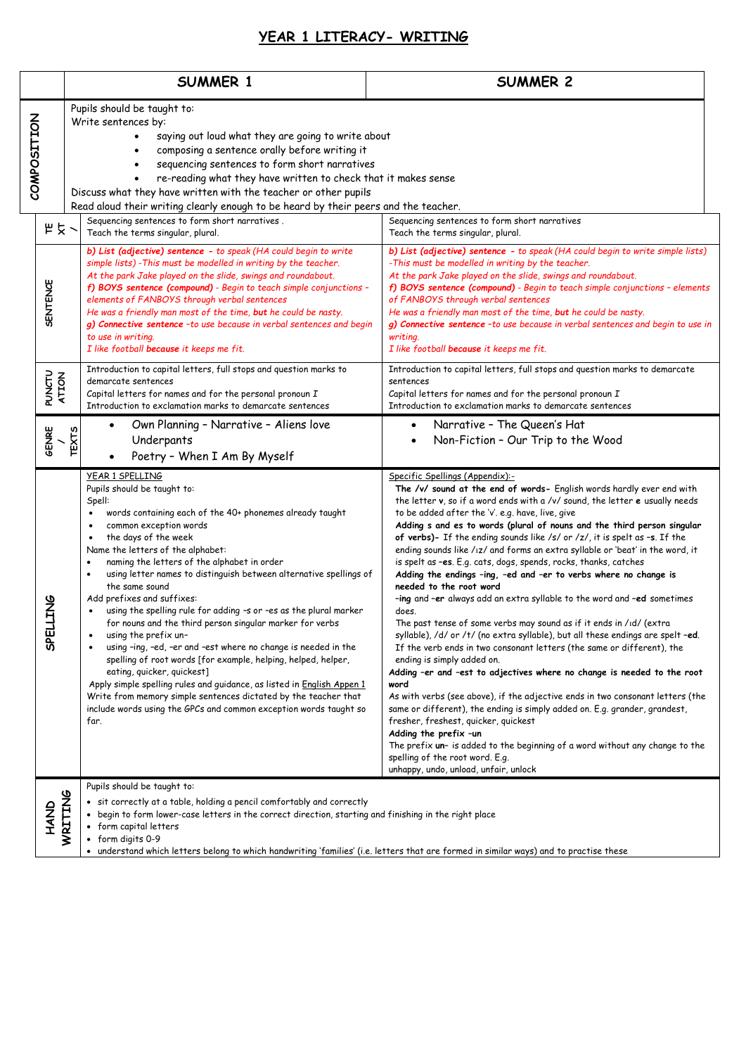# YEAR 1 LITERACY- WRITING

| | SUMMER 1 | SUMMER 2 |
|---|---|---|
| COMPOSITION | Pupils should be taught to:<br>Write sentences by:<br>• saying out loud what they are going to write about<br>• composing a sentence orally before writing it<br>• sequencing sentences to form short narratives<br>• re-reading what they have written to check that it makes sense<br>Discuss what they have written with the teacher or other pupils<br>Read aloud their writing clearly enough to be heard by their peers and the teacher. | |
| TEXT | Sequencing sentences to form short narratives .<br>Teach the terms singular, plural. | Sequencing sentences to form short narratives<br>Teach the terms singular, plural. |
| SENTENCE | ***b) List (adjective) sentence*** *– to speak (HA could begin to write simple lists) -This must be modelled in writing by the teacher.*<br>*At the park Jake played on the slide, swings and roundabout.*<br>***f) BOYS sentence (compound)*** *- Begin to teach simple conjunctions – elements of FANBOYS through verbal sentences*<br>*He was a friendly man most of the time,* ***but*** *he could be nasty.*<br>***g) Connective sentence*** *–to use because in verbal sentences and begin to use in writing.*<br>*I like football* ***because*** *it keeps me fit.* | ***b) List (adjective) sentence*** *– to speak (HA could begin to write simple lists) -This must be modelled in writing by the teacher.*<br>*At the park Jake played on the slide, swings and roundabout.*<br>***f) BOYS sentence (compound)*** *- Begin to teach simple conjunctions – elements of FANBOYS through verbal sentences*<br>*He was a friendly man most of the time,* ***but*** *he could be nasty.*<br>***g) Connective sentence*** *–to use because in verbal sentences and begin to use in writing.*<br>*I like football* ***because*** *it keeps me fit.* |
| PUNCTUATION | Introduction to capital letters, full stops and question marks to demarcate sentences<br>Capital letters for names and for the personal pronoun *I*<br>Introduction to exclamation marks to demarcate sentences | Introduction to capital letters, full stops and question marks to demarcate sentences<br>Capital letters for names and for the personal pronoun *I*<br>Introduction to exclamation marks to demarcate sentences |
| GENRE / TEXTS | • Own Planning – Narrative – Aliens love Underpants<br>• Poetry – When I Am By Myself | • Narrative – The Queen's Hat<br>• Non-Fiction – Our Trip to the Wood |
| SPELLING | YEAR 1 SPELLING<br>Pupils should be taught to:<br>Spell:<br>• words containing each of the 40+ phonemes already taught<br>• common exception words<br>• the days of the week<br>Name the letters of the alphabet:<br>• naming the letters of the alphabet in order<br>• using letter names to distinguish between alternative spellings of the same sound<br>Add prefixes and suffixes:<br>• using the spelling rule for adding –s or –es as the plural marker for nouns and the third person singular marker for verbs<br>• using the prefix un–<br>• using –ing, –ed, –er and –est where no change is needed in the spelling of root words [for example, helping, helped, helper, eating, quicker, quickest]<br>Apply simple spelling rules and guidance, as listed in English Appen 1<br>Write from memory simple sentences dictated by the teacher that include words using the GPCs and common exception words taught so far. | Specific Spellings (Appendix):-<br>**The /v/ sound at the end of words-** English words hardly ever end with the letter **v**, so if a word ends with a /v/ sound, the letter **e** usually needs to be added after the 'v'. e.g. have, live, give<br>**Adding s and es to words (plural of nouns and the third person singular of verbs)-** If the ending sounds like /s/ or /z/, it is spelt as **–s**. If the ending sounds like /ɪz/ and forms an extra syllable or 'beat' in the word, it is spelt as **–es**. E.g. cats, dogs, spends, rocks, thanks, catches<br>**Adding the endings –ing, –ed and –er to verbs where no change is needed to the root word**<br>**–ing** and **–er** always add an extra syllable to the word and **–ed** sometimes does.<br>The past tense of some verbs may sound as if it ends in /ɪd/ (extra syllable), /d/ or /t/ (no extra syllable), but all these endings are spelt **–ed**.<br>If the verb ends in two consonant letters (the same or different), the ending is simply added on.<br>**Adding –er and –est to adjectives where no change is needed to the root word**<br>As with verbs (see above), if the adjective ends in two consonant letters (the same or different), the ending is simply added on. E.g. grander, grandest, fresher, freshest, quicker, quickest<br>**Adding the prefix –un**<br>The prefix **un–** is added to the beginning of a word without any change to the spelling of the root word. E.g.<br>unhappy, undo, unload, unfair, unlock |
| HANDWRITING | Pupils should be taught to:<br>• sit correctly at a table, holding a pencil comfortably and correctly<br>• begin to form lower-case letters in the correct direction, starting and finishing in the right place<br>• form capital letters<br>• form digits 0-9<br>• understand which letters belong to which handwriting 'families' (i.e. letters that are formed in similar ways) and to practise these | |